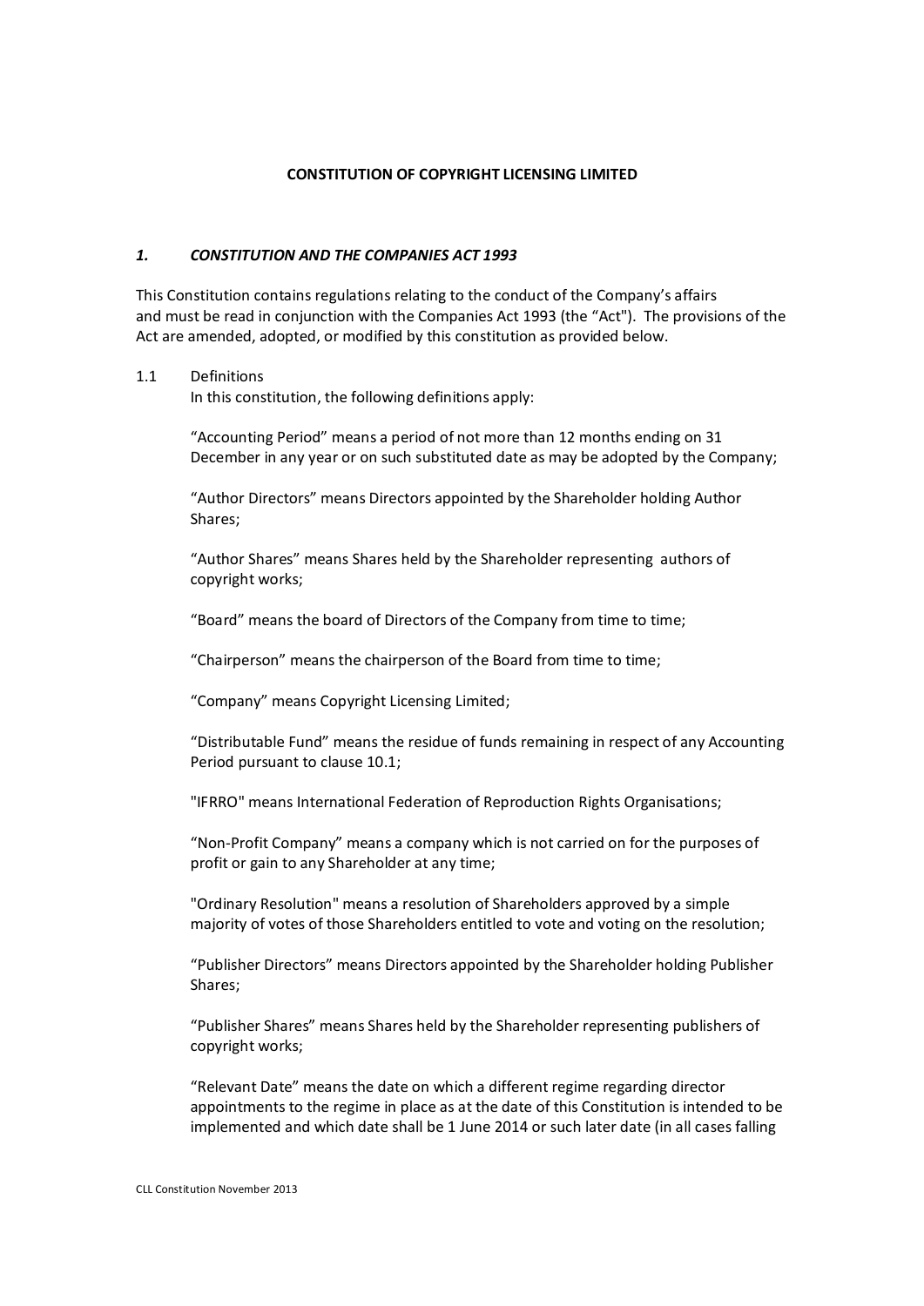# CONSTITUTION OF COPYRIGHT LICENSING LIMITED

## *1. CONSTITUTION AND THE COMPANIES ACT 1993*

This Constitution contains regulations relating to the conduct of the Company's affairs and must be read in conjunction with the Companies Act 1993 (the "Act"). The provisions of the Act are amended, adopted, or modified by this constitution as provided below.

1.1 Definitions

In this constitution, the following definitions apply:

"Accounting Period" means a period of not more than 12 months ending on 31 December in any year or on such substituted date as may be adopted by the Company;

"Author Directors" means Directors appointed by the Shareholder holding Author Shares;

"Author Shares" means Shares held by the Shareholder representing authors of copyright works;

"Board" means the board of Directors of the Company from time to time;

"Chairperson" means the chairperson of the Board from time to time;

"Company" means Copyright Licensing Limited;

"Distributable Fund" means the residue of funds remaining in respect of any Accounting Period pursuant to clause 10.1;

"IFRRO" means International Federation of Reproduction Rights Organisations;

"Non-Profit Company" means a company which is not carried on for the purposes of profit or gain to any Shareholder at any time;

"Ordinary Resolution" means a resolution of Shareholders approved by a simple majority of votes of those Shareholders entitled to vote and voting on the resolution;

"Publisher Directors" means Directors appointed by the Shareholder holding Publisher Shares;

"Publisher Shares" means Shares held by the Shareholder representing publishers of copyright works;

"Relevant Date" means the date on which a different regime regarding director appointments to the regime in place as at the date of this Constitution is intended to be implemented and which date shall be 1 June 2014 or such later date (in all cases falling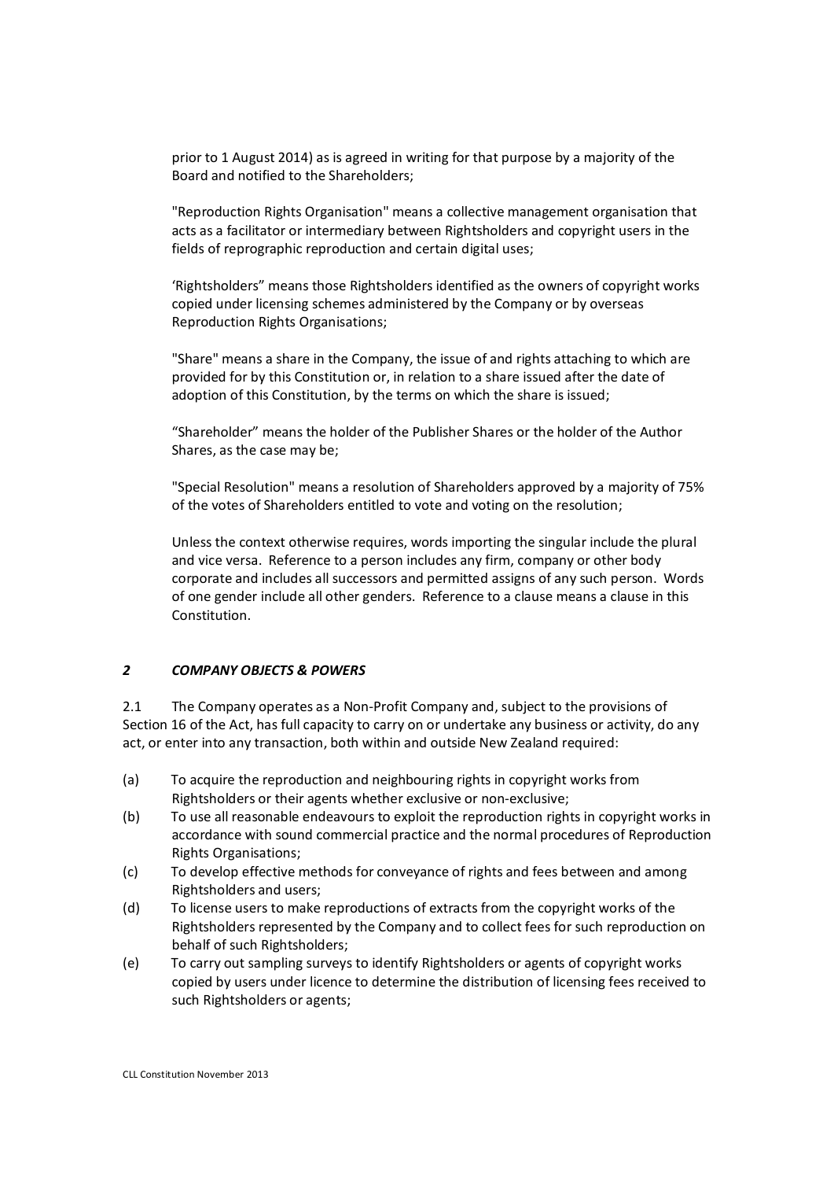prior to 1 August 2014) as is agreed in writing for that purpose by a majority of the Board and notified to the Shareholders;

"Reproduction Rights Organisation" means a collective management organisation that acts as a facilitator or intermediary between Rightsholders and copyright users in the fields of reprographic reproduction and certain digital uses;

'Rightsholders" means those Rightsholders identified as the owners of copyright works copied under licensing schemes administered by the Company or by overseas Reproduction Rights Organisations;

"Share" means a share in the Company, the issue of and rights attaching to which are provided for by this Constitution or, in relation to a share issued after the date of adoption of this Constitution, by the terms on which the share is issued;

"Shareholder" means the holder of the Publisher Shares or the holder of the Author Shares, as the case may be;

"Special Resolution" means a resolution of Shareholders approved by a majority of 75% of the votes of Shareholders entitled to vote and voting on the resolution;

Unless the context otherwise requires, words importing the singular include the plural and vice versa. Reference to a person includes any firm, company or other body corporate and includes all successors and permitted assigns of any such person. Words of one gender include all other genders. Reference to a clause means a clause in this Constitution.

## *2 COMPANY OBJECTS & POWERS*

2.1 The Company operates as a Non-Profit Company and, subject to the provisions of Section 16 of the Act, has full capacity to carry on or undertake any business or activity, do any act, or enter into any transaction, both within and outside New Zealand required:

(a) To acquire the reproduction and neighbouring rights in copyright works from Rightsholders or their agents whether exclusive or non-exclusive;

(b) To use all reasonable endeavours to exploit the reproduction rights in copyright works in accordance with sound commercial practice and the normal procedures of Reproduction Rights Organisations;

(c) To develop effective methods for conveyance of rights and fees between and among Rightsholders and users;

(d) To license users to make reproductions of extracts from the copyright works of the Rightsholders represented by the Company and to collect fees for such reproduction on behalf of such Rightsholders;

(e) To carry out sampling surveys to identify Rightsholders or agents of copyright works copied by users under licence to determine the distribution of licensing fees received to such Rightsholders or agents;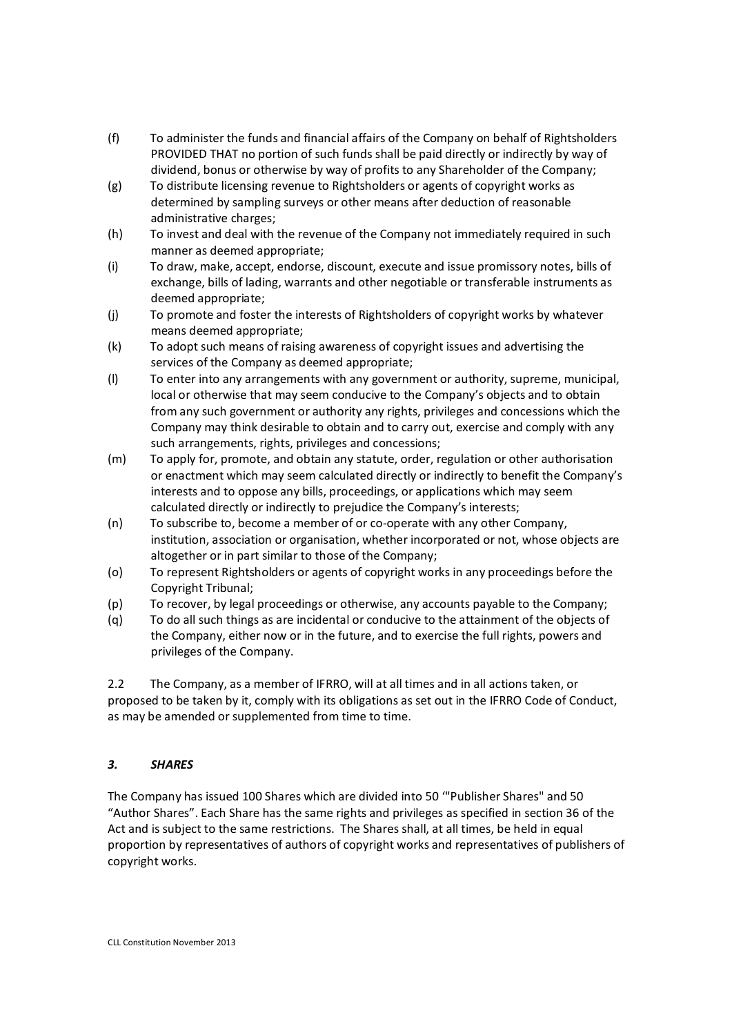(f) To administer the funds and financial affairs of the Company on behalf of Rightsholders PROVIDED THAT no portion of such funds shall be paid directly or indirectly by way of dividend, bonus or otherwise by way of profits to any Shareholder of the Company;

(g) To distribute licensing revenue to Rightsholders or agents of copyright works as determined by sampling surveys or other means after deduction of reasonable administrative charges;

(h) To invest and deal with the revenue of the Company not immediately required in such manner as deemed appropriate;

(i) To draw, make, accept, endorse, discount, execute and issue promissory notes, bills of exchange, bills of lading, warrants and other negotiable or transferable instruments as deemed appropriate;

(j) To promote and foster the interests of Rightsholders of copyright works by whatever means deemed appropriate;

(k) To adopt such means of raising awareness of copyright issues and advertising the services of the Company as deemed appropriate;

(l) To enter into any arrangements with any government or authority, supreme, municipal, local or otherwise that may seem conducive to the Company's objects and to obtain from any such government or authority any rights, privileges and concessions which the Company may think desirable to obtain and to carry out, exercise and comply with any such arrangements, rights, privileges and concessions;

(m) To apply for, promote, and obtain any statute, order, regulation or other authorisation or enactment which may seem calculated directly or indirectly to benefit the Company's interests and to oppose any bills, proceedings, or applications which may seem calculated directly or indirectly to prejudice the Company's interests;

(n) To subscribe to, become a member of or co-operate with any other Company, institution, association or organisation, whether incorporated or not, whose objects are altogether or in part similar to those of the Company;

(o) To represent Rightsholders or agents of copyright works in any proceedings before the Copyright Tribunal;

(p) To recover, by legal proceedings or otherwise, any accounts payable to the Company;

(q) To do all such things as are incidental or conducive to the attainment of the objects of the Company, either now or in the future, and to exercise the full rights, powers and privileges of the Company.

2.2 The Company, as a member of IFRRO, will at all times and in all actions taken, or proposed to be taken by it, comply with its obligations as set out in the IFRRO Code of Conduct, as may be amended or supplemented from time to time.

### *3. SHARES*

The Company has issued 100 Shares which are divided into 50 '"Publisher Shares" and 50 "Author Shares". Each Share has the same rights and privileges as specified in section 36 of the Act and is subject to the same restrictions. The Shares shall, at all times, be held in equal proportion by representatives of authors of copyright works and representatives of publishers of copyright works.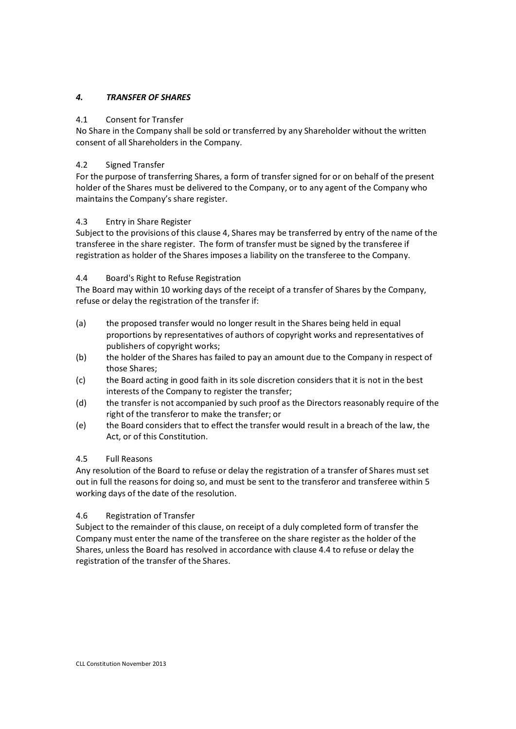## *4. TRANSFER OF SHARES*

### 4.1 Consent for Transfer

No Share in the Company shall be sold or transferred by any Shareholder without the written consent of all Shareholders in the Company.

### 4.2 Signed Transfer

For the purpose of transferring Shares, a form of transfer signed for or on behalf of the present holder of the Shares must be delivered to the Company, or to any agent of the Company who maintains the Company's share register.

### 4.3 Entry in Share Register

Subject to the provisions of this clause 4, Shares may be transferred by entry of the name of the transferee in the share register. The form of transfer must be signed by the transferee if registration as holder of the Shares imposes a liability on the transferee to the Company.

### 4.4 Board's Right to Refuse Registration

The Board may within 10 working days of the receipt of a transfer of Shares by the Company, refuse or delay the registration of the transfer if:

(a) the proposed transfer would no longer result in the Shares being held in equal proportions by representatives of authors of copyright works and representatives of publishers of copyright works;

(b) the holder of the Shares has failed to pay an amount due to the Company in respect of those Shares;

(c) the Board acting in good faith in its sole discretion considers that it is not in the best interests of the Company to register the transfer;

(d) the transfer is not accompanied by such proof as the Directors reasonably require of the right of the transferor to make the transfer; or

(e) the Board considers that to effect the transfer would result in a breach of the law, the Act, or of this Constitution.

### 4.5 Full Reasons

Any resolution of the Board to refuse or delay the registration of a transfer of Shares must set out in full the reasons for doing so, and must be sent to the transferor and transferee within 5 working days of the date of the resolution.

### 4.6 Registration of Transfer

Subject to the remainder of this clause, on receipt of a duly completed form of transfer the Company must enter the name of the transferee on the share register as the holder of the Shares, unless the Board has resolved in accordance with clause 4.4 to refuse or delay the registration of the transfer of the Shares.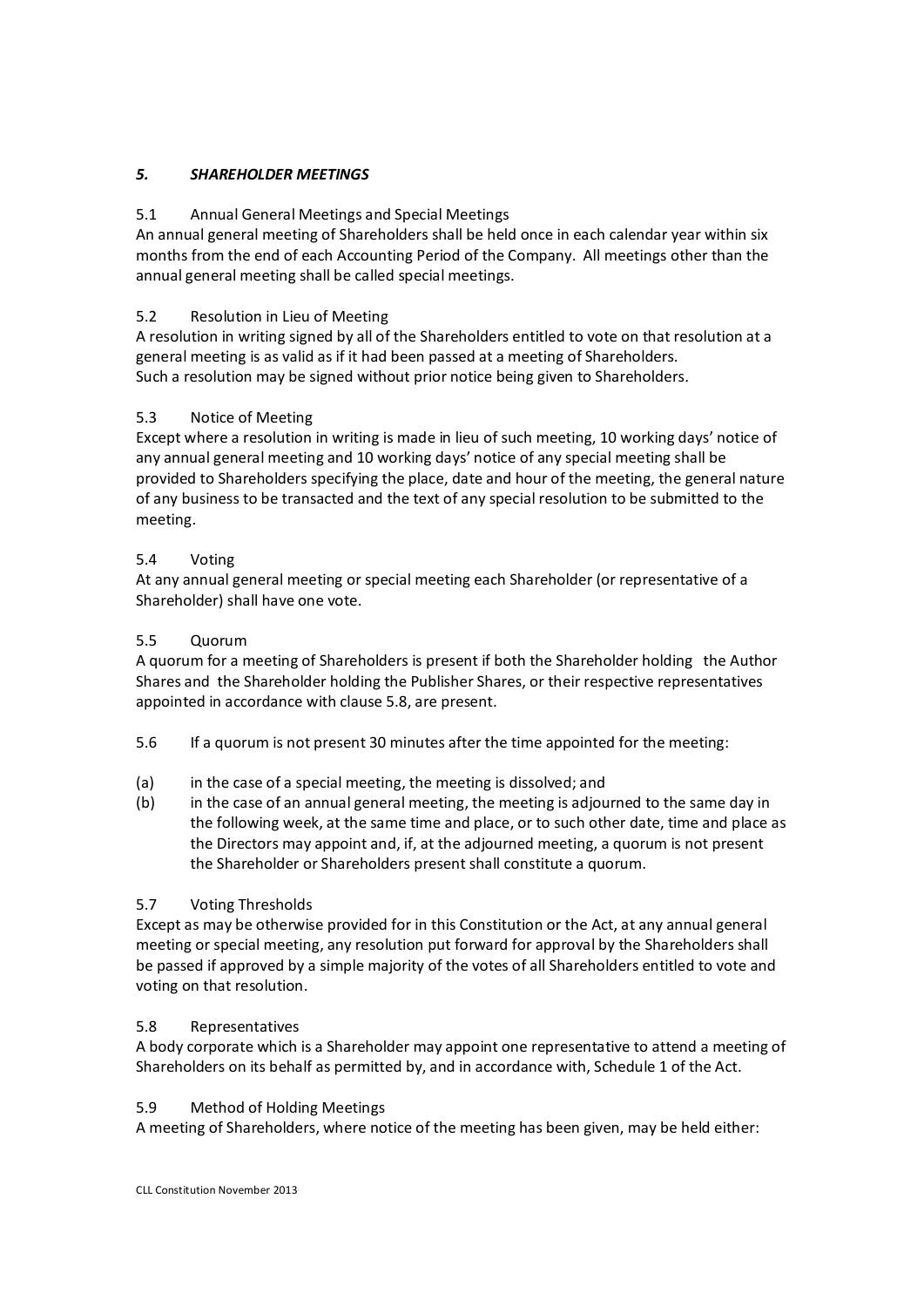## *5. SHAREHOLDER MEETINGS*

5.1 Annual General Meetings and Special Meetings

An annual general meeting of Shareholders shall be held once in each calendar year within six months from the end of each Accounting Period of the Company. All meetings other than the annual general meeting shall be called special meetings.

5.2 Resolution in Lieu of Meeting

A resolution in writing signed by all of the Shareholders entitled to vote on that resolution at a general meeting is as valid as if it had been passed at a meeting of Shareholders.
Such a resolution may be signed without prior notice being given to Shareholders.

5.3 Notice of Meeting

Except where a resolution in writing is made in lieu of such meeting, 10 working days' notice of any annual general meeting and 10 working days' notice of any special meeting shall be provided to Shareholders specifying the place, date and hour of the meeting, the general nature of any business to be transacted and the text of any special resolution to be submitted to the meeting.

5.4 Voting

At any annual general meeting or special meeting each Shareholder (or representative of a Shareholder) shall have one vote.

5.5 Quorum

A quorum for a meeting of Shareholders is present if both the Shareholder holding the Author Shares and the Shareholder holding the Publisher Shares, or their respective representatives appointed in accordance with clause 5.8, are present.

5.6 If a quorum is not present 30 minutes after the time appointed for the meeting:

(a) in the case of a special meeting, the meeting is dissolved; and

(b) in the case of an annual general meeting, the meeting is adjourned to the same day in the following week, at the same time and place, or to such other date, time and place as the Directors may appoint and, if, at the adjourned meeting, a quorum is not present the Shareholder or Shareholders present shall constitute a quorum.

5.7 Voting Thresholds

Except as may be otherwise provided for in this Constitution or the Act, at any annual general meeting or special meeting, any resolution put forward for approval by the Shareholders shall be passed if approved by a simple majority of the votes of all Shareholders entitled to vote and voting on that resolution.

5.8 Representatives

A body corporate which is a Shareholder may appoint one representative to attend a meeting of Shareholders on its behalf as permitted by, and in accordance with, Schedule 1 of the Act.

5.9 Method of Holding Meetings

A meeting of Shareholders, where notice of the meeting has been given, may be held either: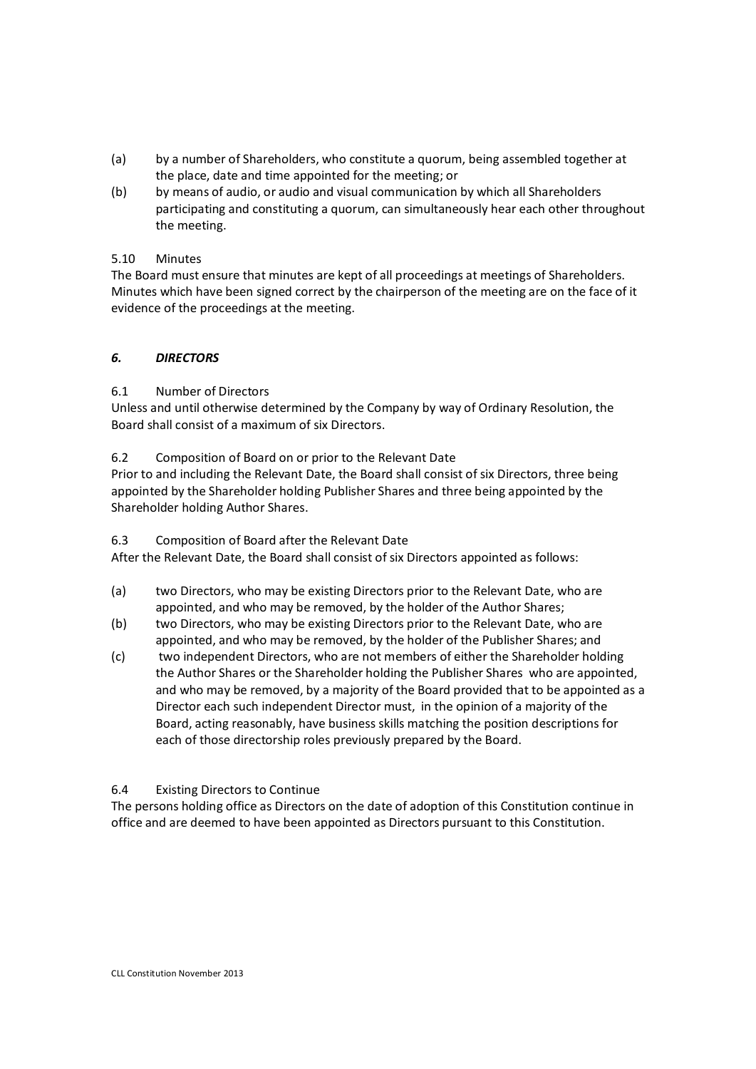(a) by a number of Shareholders, who constitute a quorum, being assembled together at the place, date and time appointed for the meeting; or

(b) by means of audio, or audio and visual communication by which all Shareholders participating and constituting a quorum, can simultaneously hear each other throughout the meeting.

5.10 Minutes

The Board must ensure that minutes are kept of all proceedings at meetings of Shareholders. Minutes which have been signed correct by the chairperson of the meeting are on the face of it evidence of the proceedings at the meeting.

## *6. DIRECTORS*

6.1 Number of Directors

Unless and until otherwise determined by the Company by way of Ordinary Resolution, the Board shall consist of a maximum of six Directors.

6.2 Composition of Board on or prior to the Relevant Date

Prior to and including the Relevant Date, the Board shall consist of six Directors, three being appointed by the Shareholder holding Publisher Shares and three being appointed by the Shareholder holding Author Shares.

6.3 Composition of Board after the Relevant Date

After the Relevant Date, the Board shall consist of six Directors appointed as follows:

(a) two Directors, who may be existing Directors prior to the Relevant Date, who are appointed, and who may be removed, by the holder of the Author Shares;

(b) two Directors, who may be existing Directors prior to the Relevant Date, who are appointed, and who may be removed, by the holder of the Publisher Shares; and

(c) two independent Directors, who are not members of either the Shareholder holding the Author Shares or the Shareholder holding the Publisher Shares who are appointed, and who may be removed, by a majority of the Board provided that to be appointed as a Director each such independent Director must, in the opinion of a majority of the Board, acting reasonably, have business skills matching the position descriptions for each of those directorship roles previously prepared by the Board.

6.4 Existing Directors to Continue

The persons holding office as Directors on the date of adoption of this Constitution continue in office and are deemed to have been appointed as Directors pursuant to this Constitution.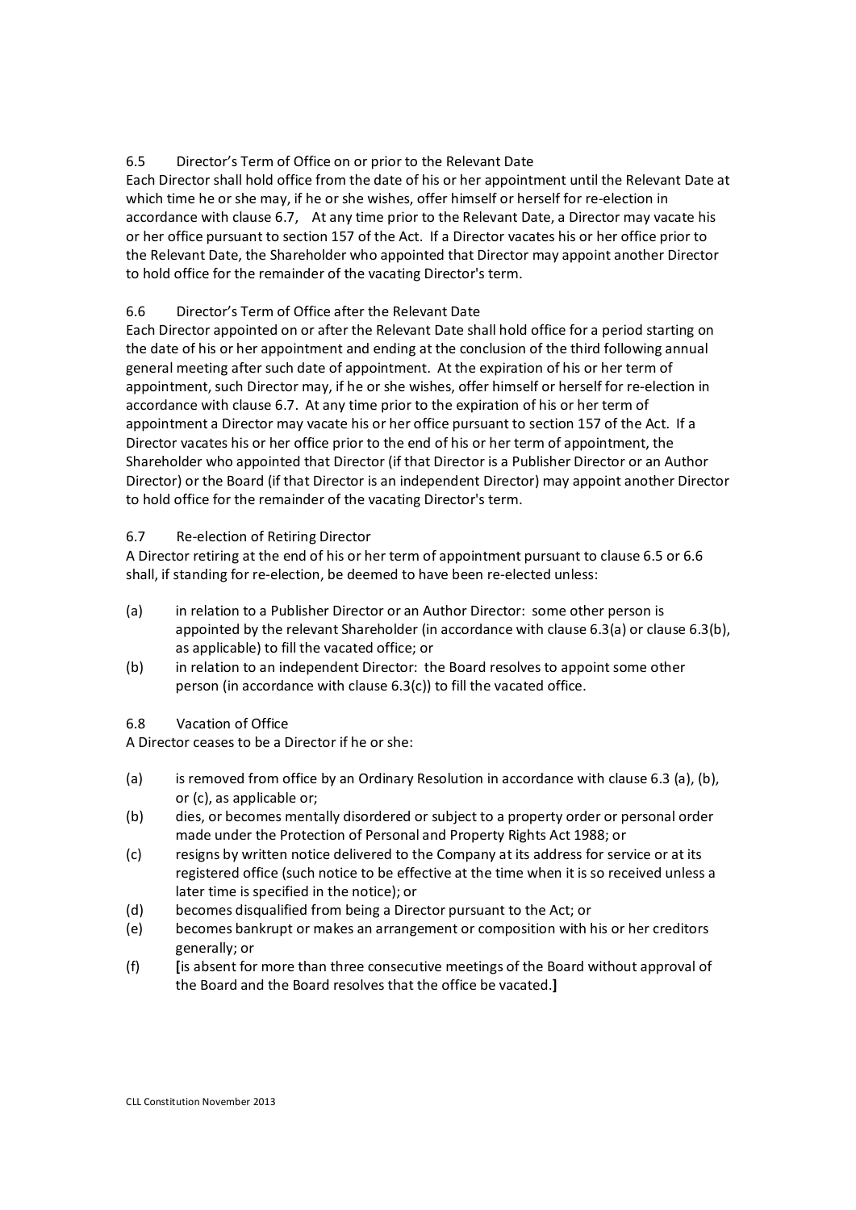### 6.5 Director's Term of Office on or prior to the Relevant Date

Each Director shall hold office from the date of his or her appointment until the Relevant Date at which time he or she may, if he or she wishes, offer himself or herself for re-election in accordance with clause 6.7, At any time prior to the Relevant Date, a Director may vacate his or her office pursuant to section 157 of the Act. If a Director vacates his or her office prior to the Relevant Date, the Shareholder who appointed that Director may appoint another Director to hold office for the remainder of the vacating Director's term.

### 6.6 Director's Term of Office after the Relevant Date

Each Director appointed on or after the Relevant Date shall hold office for a period starting on the date of his or her appointment and ending at the conclusion of the third following annual general meeting after such date of appointment. At the expiration of his or her term of appointment, such Director may, if he or she wishes, offer himself or herself for re-election in accordance with clause 6.7. At any time prior to the expiration of his or her term of appointment a Director may vacate his or her office pursuant to section 157 of the Act. If a Director vacates his or her office prior to the end of his or her term of appointment, the Shareholder who appointed that Director (if that Director is a Publisher Director or an Author Director) or the Board (if that Director is an independent Director) may appoint another Director to hold office for the remainder of the vacating Director's term.

### 6.7 Re-election of Retiring Director

A Director retiring at the end of his or her term of appointment pursuant to clause 6.5 or 6.6 shall, if standing for re-election, be deemed to have been re-elected unless:

(a) in relation to a Publisher Director or an Author Director: some other person is appointed by the relevant Shareholder (in accordance with clause 6.3(a) or clause 6.3(b), as applicable) to fill the vacated office; or

(b) in relation to an independent Director: the Board resolves to appoint some other person (in accordance with clause 6.3(c)) to fill the vacated office.

### 6.8 Vacation of Office

A Director ceases to be a Director if he or she:

(a) is removed from office by an Ordinary Resolution in accordance with clause 6.3 (a), (b), or (c), as applicable or;

(b) dies, or becomes mentally disordered or subject to a property order or personal order made under the Protection of Personal and Property Rights Act 1988; or

(c) resigns by written notice delivered to the Company at its address for service or at its registered office (such notice to be effective at the time when it is so received unless a later time is specified in the notice); or

(d) becomes disqualified from being a Director pursuant to the Act; or

(e) becomes bankrupt or makes an arrangement or composition with his or her creditors generally; or

(f) **[**is absent for more than three consecutive meetings of the Board without approval of the Board and the Board resolves that the office be vacated.**]**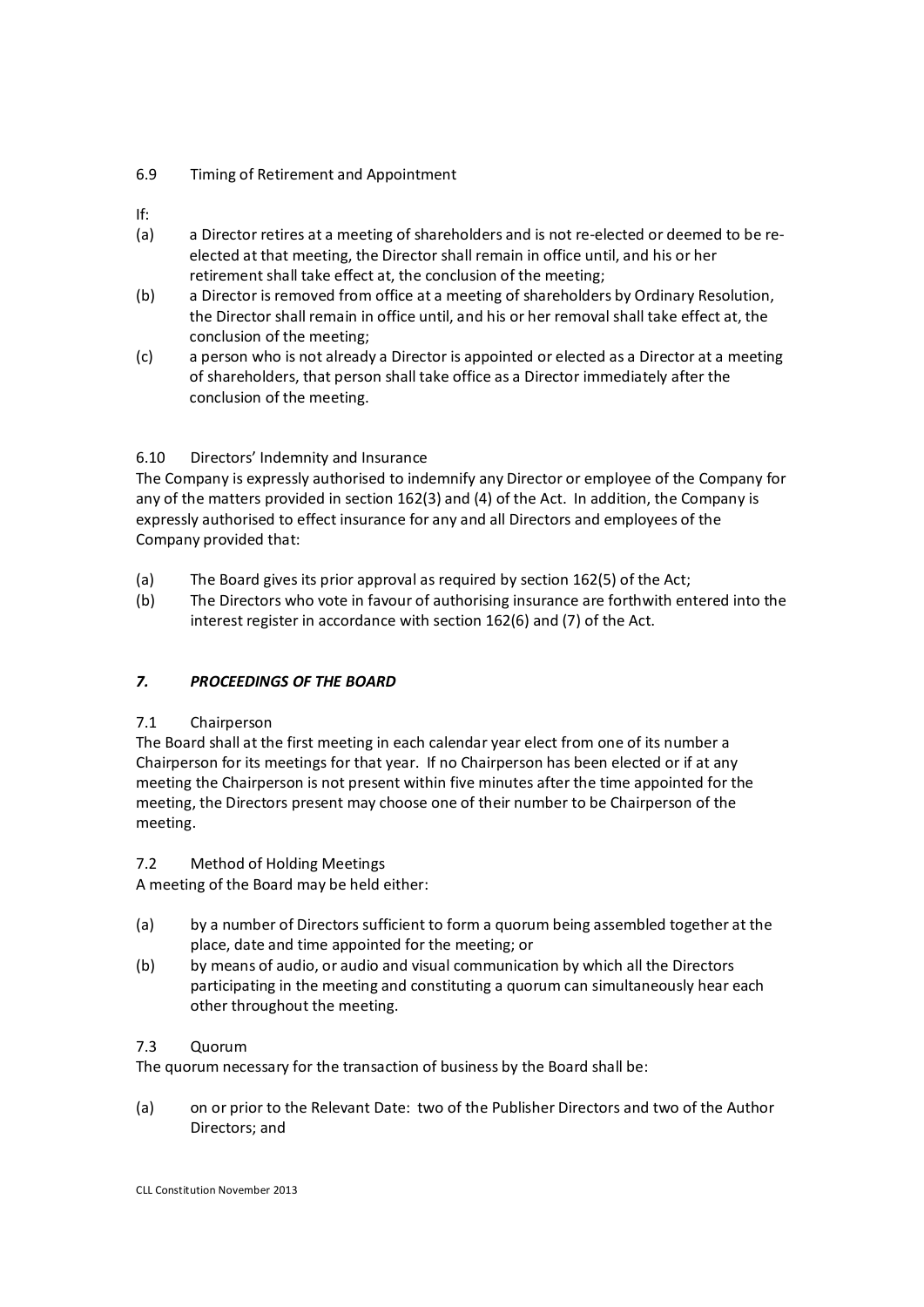6.9 Timing of Retirement and Appointment

If:

(a) a Director retires at a meeting of shareholders and is not re-elected or deemed to be re-elected at that meeting, the Director shall remain in office until, and his or her retirement shall take effect at, the conclusion of the meeting;

(b) a Director is removed from office at a meeting of shareholders by Ordinary Resolution, the Director shall remain in office until, and his or her removal shall take effect at, the conclusion of the meeting;

(c) a person who is not already a Director is appointed or elected as a Director at a meeting of shareholders, that person shall take office as a Director immediately after the conclusion of the meeting.

6.10 Directors' Indemnity and Insurance

The Company is expressly authorised to indemnify any Director or employee of the Company for any of the matters provided in section 162(3) and (4) of the Act. In addition, the Company is expressly authorised to effect insurance for any and all Directors and employees of the Company provided that:

(a) The Board gives its prior approval as required by section 162(5) of the Act;

(b) The Directors who vote in favour of authorising insurance are forthwith entered into the interest register in accordance with section 162(6) and (7) of the Act.

## *7. PROCEEDINGS OF THE BOARD*

7.1 Chairperson

The Board shall at the first meeting in each calendar year elect from one of its number a Chairperson for its meetings for that year. If no Chairperson has been elected or if at any meeting the Chairperson is not present within five minutes after the time appointed for the meeting, the Directors present may choose one of their number to be Chairperson of the meeting.

7.2 Method of Holding Meetings

A meeting of the Board may be held either:

(a) by a number of Directors sufficient to form a quorum being assembled together at the place, date and time appointed for the meeting; or

(b) by means of audio, or audio and visual communication by which all the Directors participating in the meeting and constituting a quorum can simultaneously hear each other throughout the meeting.

7.3 Quorum

The quorum necessary for the transaction of business by the Board shall be:

(a) on or prior to the Relevant Date: two of the Publisher Directors and two of the Author Directors; and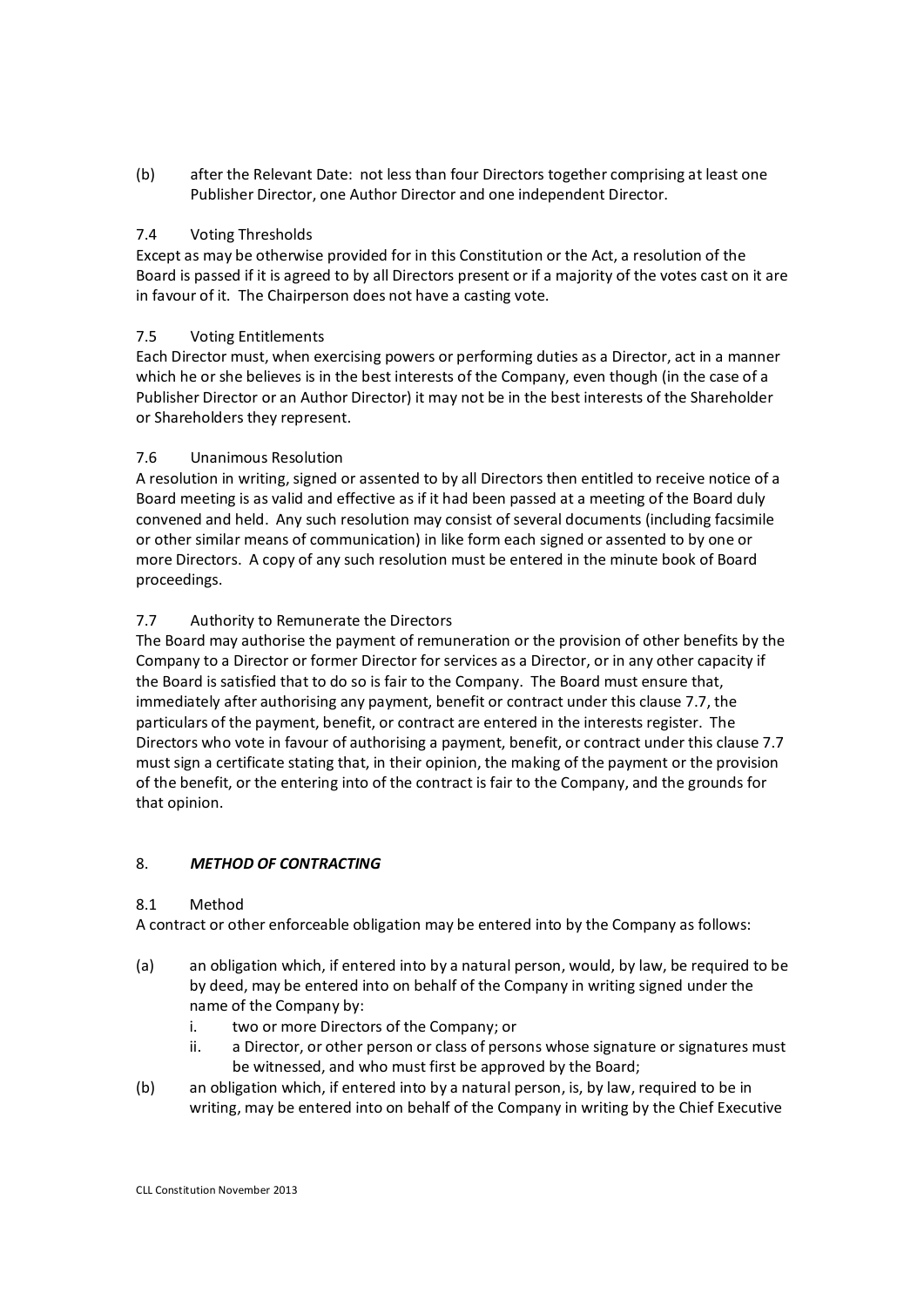(b) after the Relevant Date: not less than four Directors together comprising at least one Publisher Director, one Author Director and one independent Director.

7.4 Voting Thresholds

Except as may be otherwise provided for in this Constitution or the Act, a resolution of the Board is passed if it is agreed to by all Directors present or if a majority of the votes cast on it are in favour of it. The Chairperson does not have a casting vote.

7.5 Voting Entitlements

Each Director must, when exercising powers or performing duties as a Director, act in a manner which he or she believes is in the best interests of the Company, even though (in the case of a Publisher Director or an Author Director) it may not be in the best interests of the Shareholder or Shareholders they represent.

7.6 Unanimous Resolution

A resolution in writing, signed or assented to by all Directors then entitled to receive notice of a Board meeting is as valid and effective as if it had been passed at a meeting of the Board duly convened and held. Any such resolution may consist of several documents (including facsimile or other similar means of communication) in like form each signed or assented to by one or more Directors. A copy of any such resolution must be entered in the minute book of Board proceedings.

7.7 Authority to Remunerate the Directors

The Board may authorise the payment of remuneration or the provision of other benefits by the Company to a Director or former Director for services as a Director, or in any other capacity if the Board is satisfied that to do so is fair to the Company. The Board must ensure that, immediately after authorising any payment, benefit or contract under this clause 7.7, the particulars of the payment, benefit, or contract are entered in the interests register. The Directors who vote in favour of authorising a payment, benefit, or contract under this clause 7.7 must sign a certificate stating that, in their opinion, the making of the payment or the provision of the benefit, or the entering into of the contract is fair to the Company, and the grounds for that opinion.

## 8. *METHOD OF CONTRACTING*

8.1 Method

A contract or other enforceable obligation may be entered into by the Company as follows:

(a) an obligation which, if entered into by a natural person, would, by law, be required to be by deed, may be entered into on behalf of the Company in writing signed under the name of the Company by:
   i. two or more Directors of the Company; or
   ii. a Director, or other person or class of persons whose signature or signatures must be witnessed, and who must first be approved by the Board;

(b) an obligation which, if entered into by a natural person, is, by law, required to be in writing, may be entered into on behalf of the Company in writing by the Chief Executive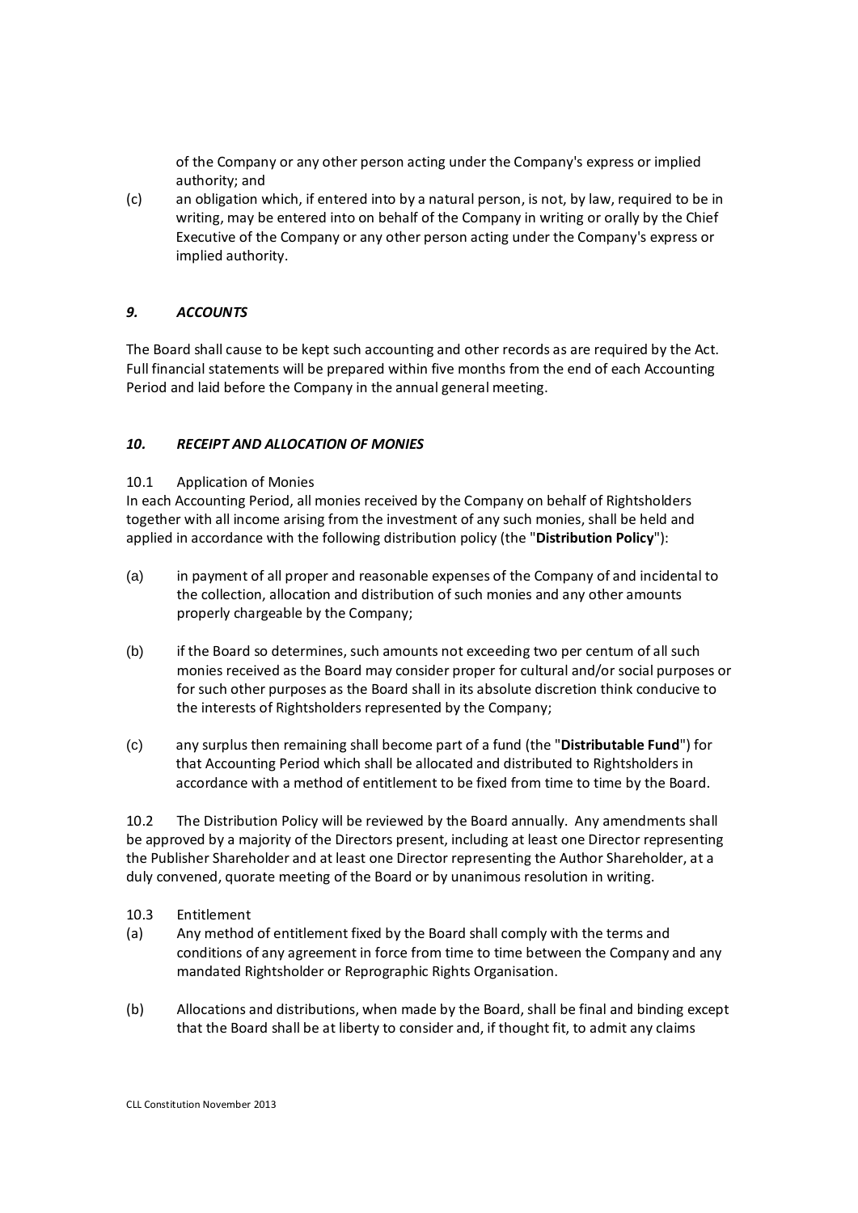of the Company or any other person acting under the Company's express or implied authority; and

(c) an obligation which, if entered into by a natural person, is not, by law, required to be in writing, may be entered into on behalf of the Company in writing or orally by the Chief Executive of the Company or any other person acting under the Company's express or implied authority.

## *9. ACCOUNTS*

The Board shall cause to be kept such accounting and other records as are required by the Act. Full financial statements will be prepared within five months from the end of each Accounting Period and laid before the Company in the annual general meeting.

## *10. RECEIPT AND ALLOCATION OF MONIES*

10.1 Application of Monies

In each Accounting Period, all monies received by the Company on behalf of Rightsholders together with all income arising from the investment of any such monies, shall be held and applied in accordance with the following distribution policy (the "**Distribution Policy**"):

(a) in payment of all proper and reasonable expenses of the Company of and incidental to the collection, allocation and distribution of such monies and any other amounts properly chargeable by the Company;

(b) if the Board so determines, such amounts not exceeding two per centum of all such monies received as the Board may consider proper for cultural and/or social purposes or for such other purposes as the Board shall in its absolute discretion think conducive to the interests of Rightsholders represented by the Company;

(c) any surplus then remaining shall become part of a fund (the "**Distributable Fund**") for that Accounting Period which shall be allocated and distributed to Rightsholders in accordance with a method of entitlement to be fixed from time to time by the Board.

10.2 The Distribution Policy will be reviewed by the Board annually. Any amendments shall be approved by a majority of the Directors present, including at least one Director representing the Publisher Shareholder and at least one Director representing the Author Shareholder, at a duly convened, quorate meeting of the Board or by unanimous resolution in writing.

10.3 Entitlement

(a) Any method of entitlement fixed by the Board shall comply with the terms and conditions of any agreement in force from time to time between the Company and any mandated Rightsholder or Reprographic Rights Organisation.

(b) Allocations and distributions, when made by the Board, shall be final and binding except that the Board shall be at liberty to consider and, if thought fit, to admit any claims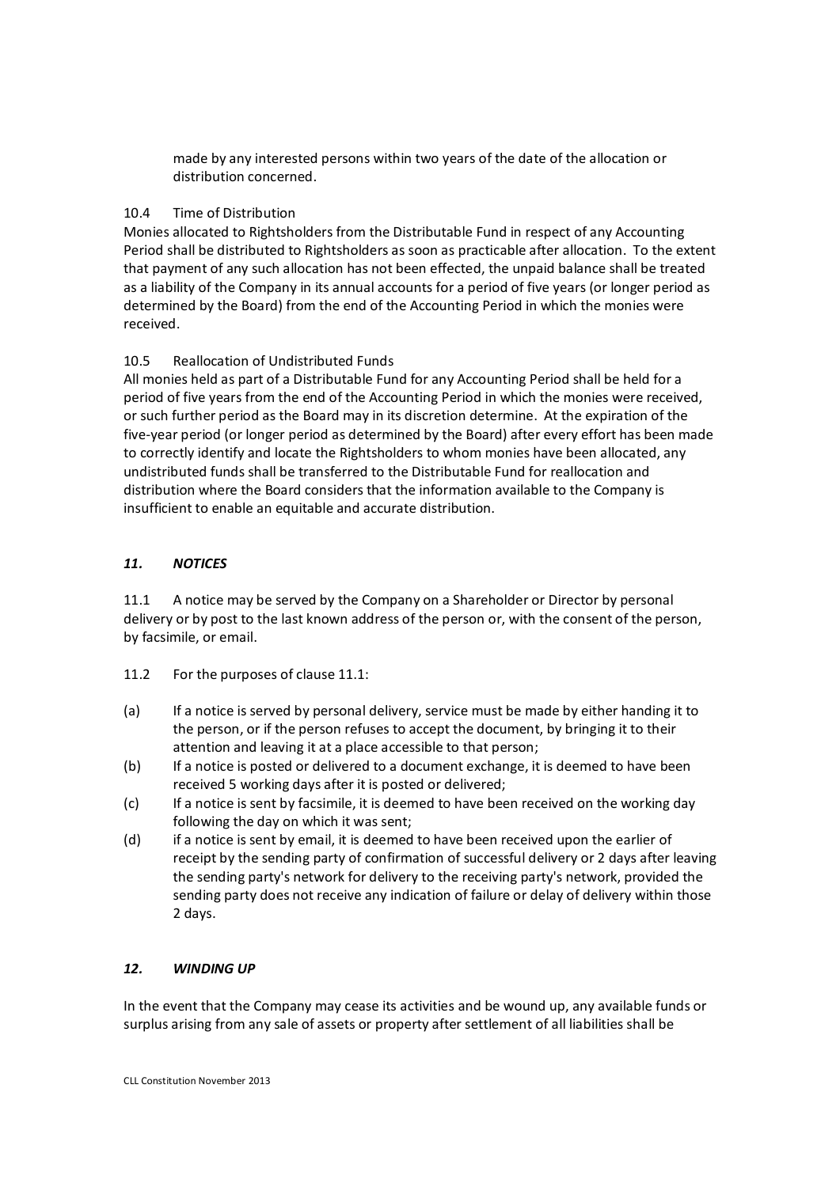made by any interested persons within two years of the date of the allocation or distribution concerned.

10.4 Time of Distribution

Monies allocated to Rightsholders from the Distributable Fund in respect of any Accounting Period shall be distributed to Rightsholders as soon as practicable after allocation. To the extent that payment of any such allocation has not been effected, the unpaid balance shall be treated as a liability of the Company in its annual accounts for a period of five years (or longer period as determined by the Board) from the end of the Accounting Period in which the monies were received.

10.5 Reallocation of Undistributed Funds

All monies held as part of a Distributable Fund for any Accounting Period shall be held for a period of five years from the end of the Accounting Period in which the monies were received, or such further period as the Board may in its discretion determine. At the expiration of the five-year period (or longer period as determined by the Board) after every effort has been made to correctly identify and locate the Rightsholders to whom monies have been allocated, any undistributed funds shall be transferred to the Distributable Fund for reallocation and distribution where the Board considers that the information available to the Company is insufficient to enable an equitable and accurate distribution.

## *11. NOTICES*

11.1 A notice may be served by the Company on a Shareholder or Director by personal delivery or by post to the last known address of the person or, with the consent of the person, by facsimile, or email.

11.2 For the purposes of clause 11.1:

(a) If a notice is served by personal delivery, service must be made by either handing it to the person, or if the person refuses to accept the document, by bringing it to their attention and leaving it at a place accessible to that person;

(b) If a notice is posted or delivered to a document exchange, it is deemed to have been received 5 working days after it is posted or delivered;

(c) If a notice is sent by facsimile, it is deemed to have been received on the working day following the day on which it was sent;

(d) if a notice is sent by email, it is deemed to have been received upon the earlier of receipt by the sending party of confirmation of successful delivery or 2 days after leaving the sending party's network for delivery to the receiving party's network, provided the sending party does not receive any indication of failure or delay of delivery within those 2 days.

## *12. WINDING UP*

In the event that the Company may cease its activities and be wound up, any available funds or surplus arising from any sale of assets or property after settlement of all liabilities shall be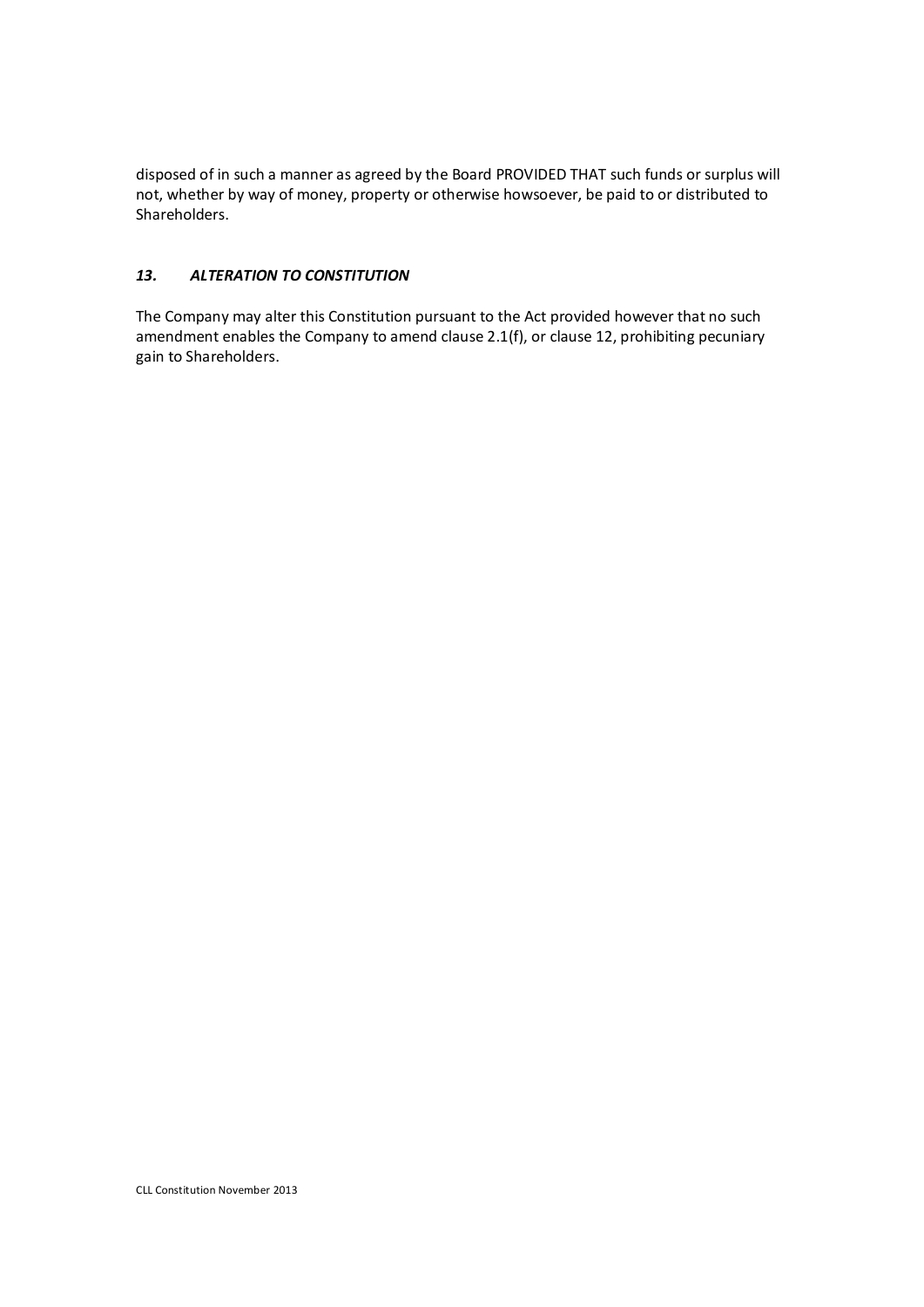disposed of in such a manner as agreed by the Board PROVIDED THAT such funds or surplus will not, whether by way of money, property or otherwise howsoever, be paid to or distributed to Shareholders.

### *13. ALTERATION TO CONSTITUTION*

The Company may alter this Constitution pursuant to the Act provided however that no such amendment enables the Company to amend clause 2.1(f), or clause 12, prohibiting pecuniary gain to Shareholders.